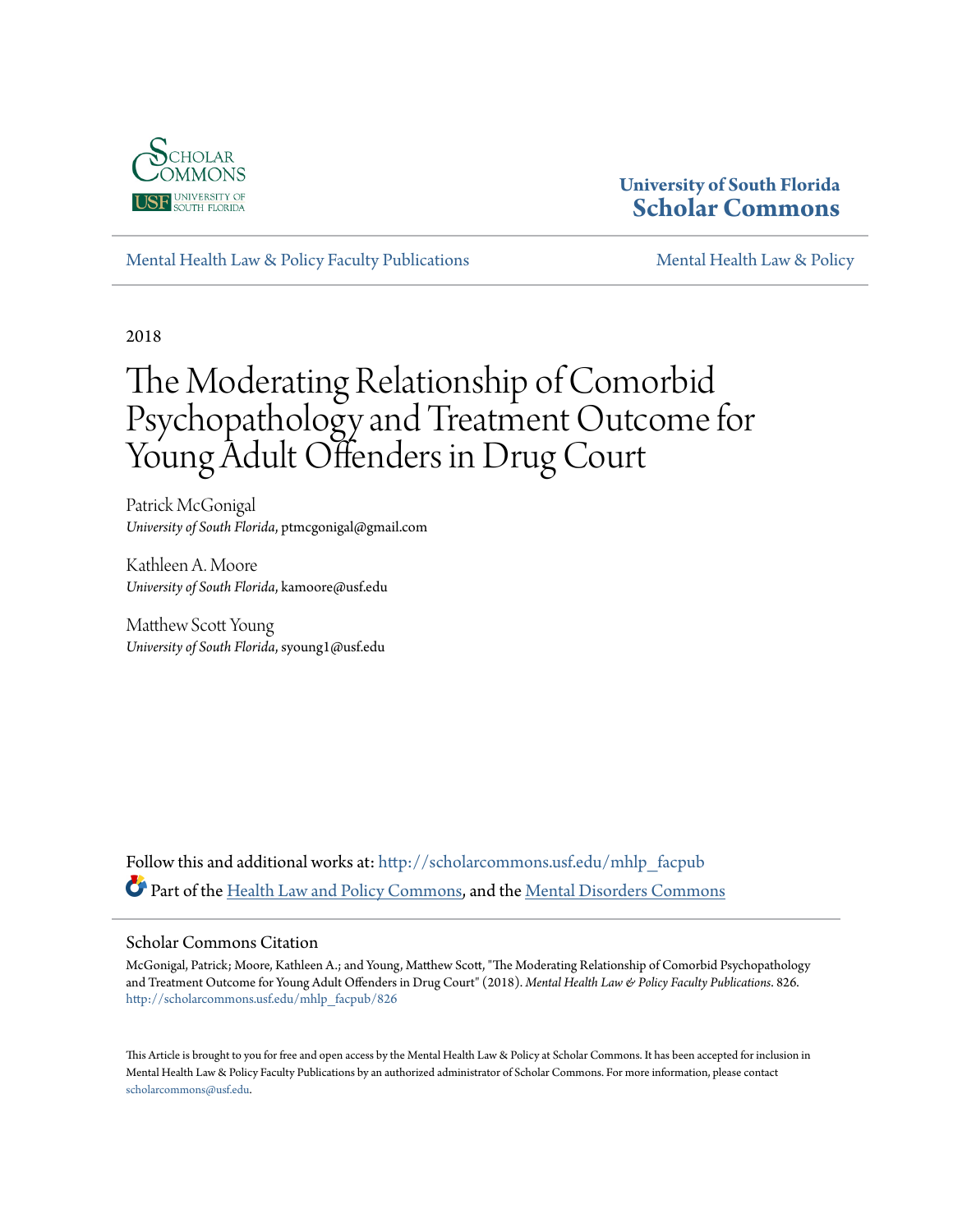University of South Florida
**Scholar Commons**

Mental Health Law & Policy Faculty Publications | Mental Health Law & Policy

2018

# The Moderating Relationship of Comorbid Psychopathology and Treatment Outcome for Young Adult Offenders in Drug Court

Patrick McGonigal
*University of South Florida*, ptmcgonigal@gmail.com

Kathleen A. Moore
*University of South Florida*, kamoore@usf.edu

Matthew Scott Young
*University of South Florida*, syoung1@usf.edu

Follow this and additional works at: http://scholarcommons.usf.edu/mhlp_facpub

Part of the Health Law and Policy Commons, and the Mental Disorders Commons

## Scholar Commons Citation

McGonigal, Patrick; Moore, Kathleen A.; and Young, Matthew Scott, "The Moderating Relationship of Comorbid Psychopathology and Treatment Outcome for Young Adult Offenders in Drug Court" (2018). *Mental Health Law & Policy Faculty Publications*. 826.
http://scholarcommons.usf.edu/mhlp_facpub/826

This Article is brought to you for free and open access by the Mental Health Law & Policy at Scholar Commons. It has been accepted for inclusion in Mental Health Law & Policy Faculty Publications by an authorized administrator of Scholar Commons. For more information, please contact scholarcommons@usf.edu.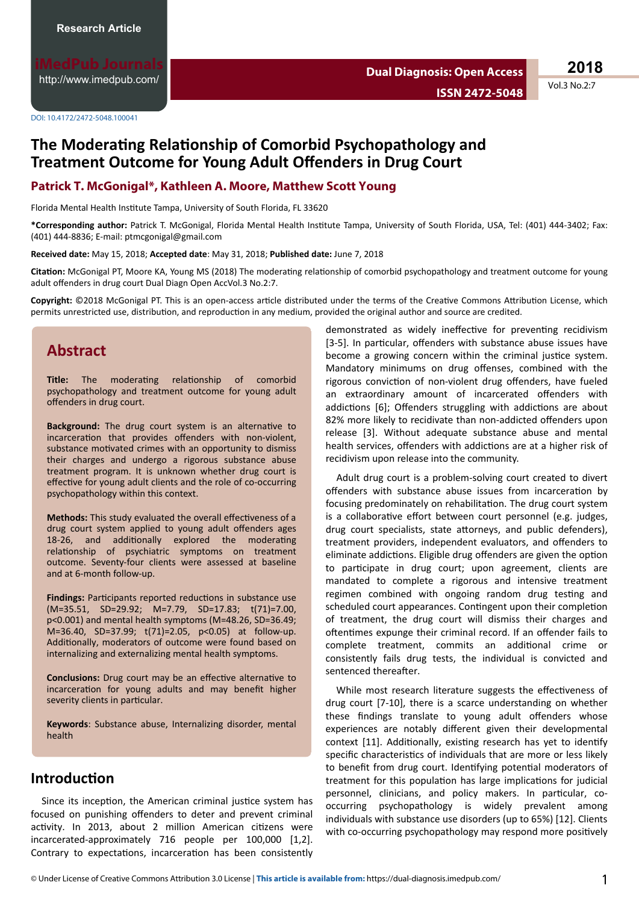# The Moderating Relationship of Comorbid Psychopathology and Treatment Outcome for Young Adult Offenders in Drug Court

**Patrick T. McGonigal\*, Kathleen A. Moore, Matthew Scott Young**

Florida Mental Health Institute Tampa, University of South Florida, FL 33620

**\*Corresponding author:** Patrick T. McGonigal, Florida Mental Health Institute Tampa, University of South Florida, USA, Tel: (401) 444-3402; Fax: (401) 444-8836; E-mail: ptmcgonigal@gmail.com

**Received date:** May 15, 2018; **Accepted date**: May 31, 2018; **Published date:** June 7, 2018

**Citation:** McGonigal PT, Moore KA, Young MS (2018) The moderating relationship of comorbid psychopathology and treatment outcome for young adult offenders in drug court Dual Diagn Open AccVol.3 No.2:7.

**Copyright:** ©2018 McGonigal PT. This is an open-access article distributed under the terms of the Creative Commons Attribution License, which permits unrestricted use, distribution, and reproduction in any medium, provided the original author and source are credited.

## Abstract

**Title:** The moderating relationship of comorbid psychopathology and treatment outcome for young adult offenders in drug court.

**Background:** The drug court system is an alternative to incarceration that provides offenders with non-violent, substance motivated crimes with an opportunity to dismiss their charges and undergo a rigorous substance abuse treatment program. It is unknown whether drug court is effective for young adult clients and the role of co-occurring psychopathology within this context.

**Methods:** This study evaluated the overall effectiveness of a drug court system applied to young adult offenders ages 18-26, and additionally explored the moderating relationship of psychiatric symptoms on treatment outcome. Seventy-four clients were assessed at baseline and at 6-month follow-up.

**Findings:** Participants reported reductions in substance use (M=35.51, SD=29.92; M=7.79, SD=17.83; $t(71)=7.00$, $p<0.001$) and mental health symptoms (M=48.26, SD=36.49; M=36.40, SD=37.99; $t(71)=2.05$, $p<0.05$) at follow-up. Additionally, moderators of outcome were found based on internalizing and externalizing mental health symptoms.

**Conclusions:** Drug court may be an effective alternative to incarceration for young adults and may benefit higher severity clients in particular.

**Keywords**: Substance abuse, Internalizing disorder, mental health

## Introduction

Since its inception, the American criminal justice system has focused on punishing offenders to deter and prevent criminal activity. In 2013, about 2 million American citizens were incarcerated-approximately 716 people per 100,000 [1,2]. Contrary to expectations, incarceration has been consistently demonstrated as widely ineffective for preventing recidivism [3-5]. In particular, offenders with substance abuse issues have become a growing concern within the criminal justice system. Mandatory minimums on drug offenses, combined with the rigorous conviction of non-violent drug offenders, have fueled an extraordinary amount of incarcerated offenders with addictions [6]; Offenders struggling with addictions are about 82% more likely to recidivate than non-addicted offenders upon release [3]. Without adequate substance abuse and mental health services, offenders with addictions are at a higher risk of recidivism upon release into the community.

Adult drug court is a problem-solving court created to divert offenders with substance abuse issues from incarceration by focusing predominately on rehabilitation. The drug court system is a collaborative effort between court personnel (e.g. judges, drug court specialists, state attorneys, and public defenders), treatment providers, independent evaluators, and offenders to eliminate addictions. Eligible drug offenders are given the option to participate in drug court; upon agreement, clients are mandated to complete a rigorous and intensive treatment regimen combined with ongoing random drug testing and scheduled court appearances. Contingent upon their completion of treatment, the drug court will dismiss their charges and oftentimes expunge their criminal record. If an offender fails to complete treatment, commits an additional crime or consistently fails drug tests, the individual is convicted and sentenced thereafter.

While most research literature suggests the effectiveness of drug court [7-10], there is a scarce understanding on whether these findings translate to young adult offenders whose experiences are notably different given their developmental context [11]. Additionally, existing research has yet to identify specific characteristics of individuals that are more or less likely to benefit from drug court. Identifying potential moderators of treatment for this population has large implications for judicial personnel, clinicians, and policy makers. In particular, co-occurring psychopathology is widely prevalent among individuals with substance use disorders (up to 65%) [12]. Clients with co-occurring psychopathology may respond more positively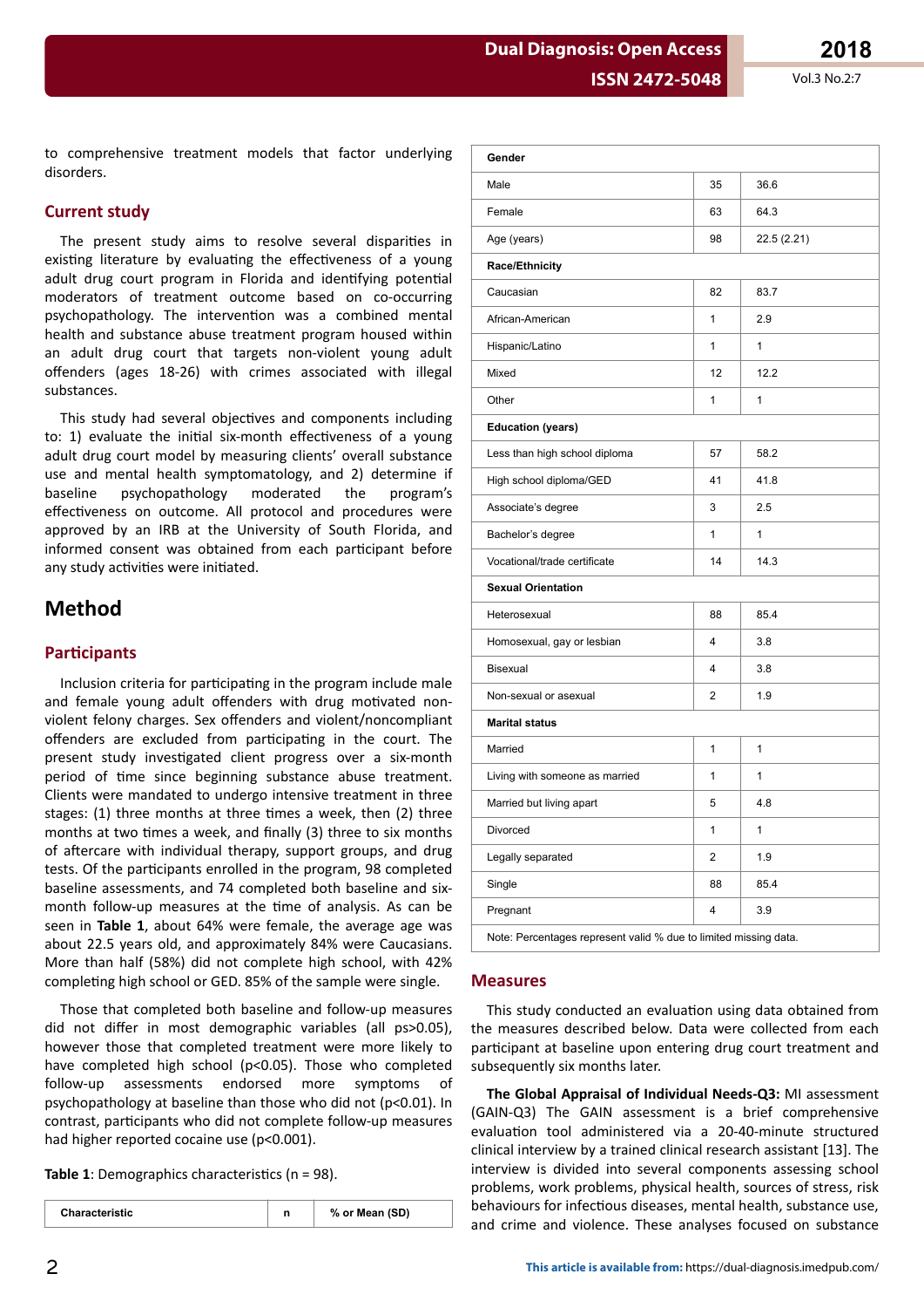to comprehensive treatment models that factor underlying disorders.

## Current study

The present study aims to resolve several disparities in existing literature by evaluating the effectiveness of a young adult drug court program in Florida and identifying potential moderators of treatment outcome based on co-occurring psychopathology. The intervention was a combined mental health and substance abuse treatment program housed within an adult drug court that targets non-violent young adult offenders (ages 18-26) with crimes associated with illegal substances.

This study had several objectives and components including to: 1) evaluate the initial six-month effectiveness of a young adult drug court model by measuring clients' overall substance use and mental health symptomatology, and 2) determine if baseline psychopathology moderated the program's effectiveness on outcome. All protocol and procedures were approved by an IRB at the University of South Florida, and informed consent was obtained from each participant before any study activities were initiated.

# Method

## Participants

Inclusion criteria for participating in the program include male and female young adult offenders with drug motivated non-violent felony charges. Sex offenders and violent/noncompliant offenders are excluded from participating in the court. The present study investigated client progress over a six-month period of time since beginning substance abuse treatment. Clients were mandated to undergo intensive treatment in three stages: (1) three months at three times a week, then (2) three months at two times a week, and finally (3) three to six months of aftercare with individual therapy, support groups, and drug tests. Of the participants enrolled in the program, 98 completed baseline assessments, and 74 completed both baseline and six-month follow-up measures at the time of analysis. As can be seen in **Table 1**, about 64% were female, the average age was about 22.5 years old, and approximately 84% were Caucasians. More than half (58%) did not complete high school, with 42% completing high school or GED. 85% of the sample were single.

Those that completed both baseline and follow-up measures did not differ in most demographic variables (all ps>0.05), however those that completed treatment were more likely to have completed high school ($p<0.05$). Those who completed follow-up assessments endorsed more symptoms of psychopathology at baseline than those who did not ($p<0.01$). In contrast, participants who did not complete follow-up measures had higher reported cocaine use ($p<0.001$).

**Table 1**: Demographics characteristics (n = 98).

| Characteristic | n | % or Mean (SD) |
|---|---|---|
| **Gender** | | |
| Male | 35 | 36.6 |
| Female | 63 | 64.3 |
| Age (years) | 98 | 22.5 (2.21) |
| **Race/Ethnicity** | | |
| Caucasian | 82 | 83.7 |
| African-American | 1 | 2.9 |
| Hispanic/Latino | 1 | 1 |
| Mixed | 12 | 12.2 |
| Other | 1 | 1 |
| **Education (years)** | | |
| Less than high school diploma | 57 | 58.2 |
| High school diploma/GED | 41 | 41.8 |
| Associate's degree | 3 | 2.5 |
| Bachelor's degree | 1 | 1 |
| Vocational/trade certificate | 14 | 14.3 |
| **Sexual Orientation** | | |
| Heterosexual | 88 | 85.4 |
| Homosexual, gay or lesbian | 4 | 3.8 |
| Bisexual | 4 | 3.8 |
| Non-sexual or asexual | 2 | 1.9 |
| **Marital status** | | |
| Married | 1 | 1 |
| Living with someone as married | 1 | 1 |
| Married but living apart | 5 | 4.8 |
| Divorced | 1 | 1 |
| Legally separated | 2 | 1.9 |
| Single | 88 | 85.4 |
| Pregnant | 4 | 3.9 |
| Note: Percentages represent valid % due to limited missing data. | | |

## Measures

This study conducted an evaluation using data obtained from the measures described below. Data were collected from each participant at baseline upon entering drug court treatment and subsequently six months later.

**The Global Appraisal of Individual Needs-Q3:** MI assessment (GAIN-Q3) The GAIN assessment is a brief comprehensive evaluation tool administered via a 20-40-minute structured clinical interview by a trained clinical research assistant [13]. The interview is divided into several components assessing school problems, work problems, physical health, sources of stress, risk behaviours for infectious diseases, mental health, substance use, and crime and violence. These analyses focused on substance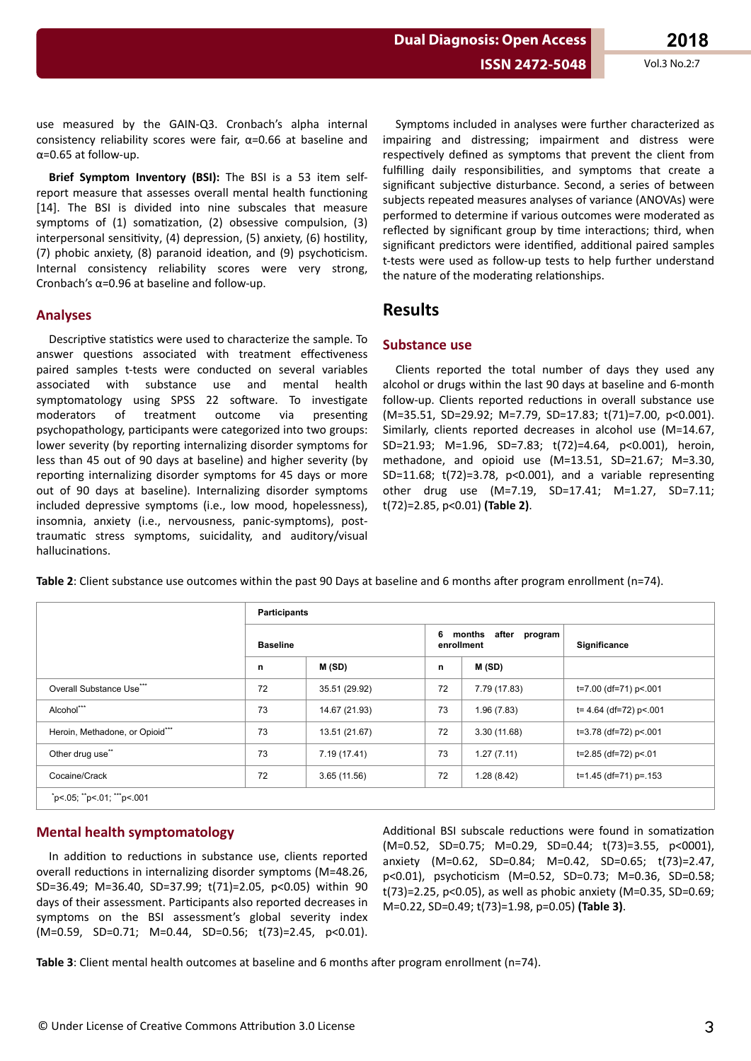use measured by the GAIN-Q3. Cronbach's alpha internal consistency reliability scores were fair, α=0.66 at baseline and α=0.65 at follow-up.

**Brief Symptom Inventory (BSI):** The BSI is a 53 item self-report measure that assesses overall mental health functioning [14]. The BSI is divided into nine subscales that measure symptoms of (1) somatization, (2) obsessive compulsion, (3) interpersonal sensitivity, (4) depression, (5) anxiety, (6) hostility, (7) phobic anxiety, (8) paranoid ideation, and (9) psychoticism. Internal consistency reliability scores were very strong, Cronbach's α=0.96 at baseline and follow-up.

## Analyses

Descriptive statistics were used to characterize the sample. To answer questions associated with treatment effectiveness paired samples t-tests were conducted on several variables associated with substance use and mental health symptomatology using SPSS 22 software. To investigate moderators of treatment outcome via presenting psychopathology, participants were categorized into two groups: lower severity (by reporting internalizing disorder symptoms for less than 45 out of 90 days at baseline) and higher severity (by reporting internalizing disorder symptoms for 45 days or more out of 90 days at baseline). Internalizing disorder symptoms included depressive symptoms (i.e., low mood, hopelessness), insomnia, anxiety (i.e., nervousness, panic-symptoms), post-traumatic stress symptoms, suicidality, and auditory/visual hallucinations.

Symptoms included in analyses were further characterized as impairing and distressing; impairment and distress were respectively defined as symptoms that prevent the client from fulfilling daily responsibilities, and symptoms that create a significant subjective disturbance. Second, a series of between subjects repeated measures analyses of variance (ANOVAs) were performed to determine if various outcomes were moderated as reflected by significant group by time interactions; third, when significant predictors were identified, additional paired samples t-tests were used as follow-up tests to help further understand the nature of the moderating relationships.

# Results

## Substance use

Clients reported the total number of days they used any alcohol or drugs within the last 90 days at baseline and 6-month follow-up. Clients reported reductions in overall substance use (M=35.51, SD=29.92; M=7.79, SD=17.83; t(71)=7.00, p<0.001). Similarly, clients reported decreases in alcohol use (M=14.67, SD=21.93; M=1.96, SD=7.83; t(72)=4.64, p<0.001), heroin, methadone, and opioid use (M=13.51, SD=21.67; M=3.30, SD=11.68; t(72)=3.78, p<0.001), and a variable representing other drug use (M=7.19, SD=17.41; M=1.27, SD=7.11; t(72)=2.85, p<0.01) **(Table 2)**.

**Table 2**: Client substance use outcomes within the past 90 Days at baseline and 6 months after program enrollment (n=74).

| | Participants | | | | |
|---|---|---|---|---|---|
| | Baseline | | 6 months after program enrollment | | Significance |
| | n | M (SD) | n | M (SD) | |
| Overall Substance Use*** | 72 | 35.51 (29.92) | 72 | 7.79 (17.83) | t=7.00 (df=71) p<.001 |
| Alcohol*** | 73 | 14.67 (21.93) | 73 | 1.96 (7.83) | t= 4.64 (df=72) p<.001 |
| Heroin, Methadone, or Opioid*** | 73 | 13.51 (21.67) | 72 | 3.30 (11.68) | t=3.78 (df=72) p<.001 |
| Other drug use** | 73 | 7.19 (17.41) | 73 | 1.27 (7.11) | t=2.85 (df=72) p<.01 |
| Cocaine/Crack | 72 | 3.65 (11.56) | 72 | 1.28 (8.42) | t=1.45 (df=71) p=.153 |

*p<.05; **p<.01; ***p<.001

## Mental health symptomatology

In addition to reductions in substance use, clients reported overall reductions in internalizing disorder symptoms (M=48.26, SD=36.49; M=36.40, SD=37.99; t(71)=2.05, p<0.05) within 90 days of their assessment. Participants also reported decreases in symptoms on the BSI assessment's global severity index (M=0.59, SD=0.71; M=0.44, SD=0.56; t(73)=2.45, p<0.01). Additional BSI subscale reductions were found in somatization (M=0.52, SD=0.75; M=0.29, SD=0.44; t(73)=3.55, p<0001), anxiety (M=0.62, SD=0.84; M=0.42, SD=0.65; t(73)=2.47, p<0.01), psychoticism (M=0.52, SD=0.73; M=0.36, SD=0.58; t(73)=2.25, p<0.05), as well as phobic anxiety (M=0.35, SD=0.69; M=0.22, SD=0.49; t(73)=1.98, p=0.05) **(Table 3)**.

**Table 3**: Client mental health outcomes at baseline and 6 months after program enrollment (n=74).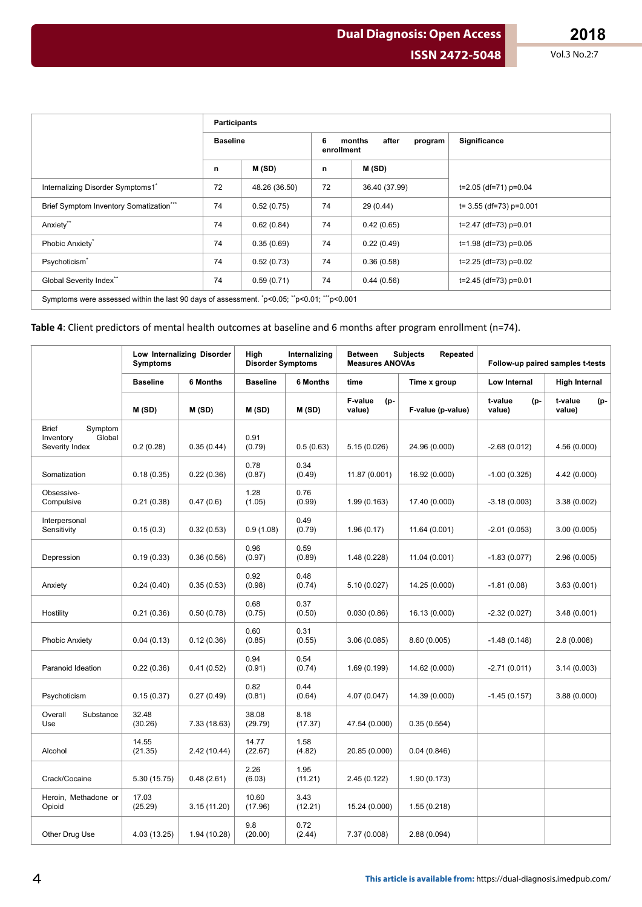| | Participants | | | | |
|---|---|---|---|---|---|
| | Baseline | | 6 months after program enrollment | | Significance |
| | n | M (SD) | n | M (SD) | |
| Internalizing Disorder Symptoms1* | 72 | 48.26 (36.50) | 72 | 36.40 (37.99) | t=2.05 (df=71) p=0.04 |
| Brief Symptom Inventory Somatization*** | 74 | 0.52 (0.75) | 74 | 29 (0.44) | t= 3.55 (df=73) p=0.001 |
| Anxiety** | 74 | 0.62 (0.84) | 74 | 0.42 (0.65) | t=2.47 (df=73) p=0.01 |
| Phobic Anxiety* | 74 | 0.35 (0.69) | 74 | 0.22 (0.49) | t=1.98 (df=73) p=0.05 |
| Psychoticism* | 74 | 0.52 (0.73) | 74 | 0.36 (0.58) | t=2.25 (df=73) p=0.02 |
| Global Severity Index** | 74 | 0.59 (0.71) | 74 | 0.44 (0.56) | t=2.45 (df=73) p=0.01 |

Symptoms were assessed within the last 90 days of assessment. *p<0.05; **p<0.01; ***p<0.001

**Table 4**: Client predictors of mental health outcomes at baseline and 6 months after program enrollment (n=74).

| | Low Internalizing Disorder Symptoms | | High Internalizing Disorder Symptoms | | Between Subjects Repeated Measures ANOVAs | | Follow-up paired samples t-tests | |
|---|---|---|---|---|---|---|---|---|
| | Baseline | 6 Months | Baseline | 6 Months | time | Time x group | Low Internal | High Internal |
| | M (SD) | M (SD) | M (SD) | M (SD) | F-value (p-value) | F-value (p-value) | t-value (p-value) | t-value (p-value) |
| Brief Symptom Inventory Global Severity Index | 0.2 (0.28) | 0.35 (0.44) | 0.91 (0.79) | 0.5 (0.63) | 5.15 (0.026) | 24.96 (0.000) | -2.68 (0.012) | 4.56 (0.000) |
| Somatization | 0.18 (0.35) | 0.22 (0.36) | 0.78 (0.87) | 0.34 (0.49) | 11.87 (0.001) | 16.92 (0.000) | -1.00 (0.325) | 4.42 (0.000) |
| Obsessive-Compulsive | 0.21 (0.38) | 0.47 (0.6) | 1.28 (1.05) | 0.76 (0.99) | 1.99 (0.163) | 17.40 (0.000) | -3.18 (0.003) | 3.38 (0.002) |
| Interpersonal Sensitivity | 0.15 (0.3) | 0.32 (0.53) | 0.9 (1.08) | 0.49 (0.79) | 1.96 (0.17) | 11.64 (0.001) | -2.01 (0.053) | 3.00 (0.005) |
| Depression | 0.19 (0.33) | 0.36 (0.56) | 0.96 (0.97) | 0.59 (0.89) | 1.48 (0.228) | 11.04 (0.001) | -1.83 (0.077) | 2.96 (0.005) |
| Anxiety | 0.24 (0.40) | 0.35 (0.53) | 0.92 (0.98) | 0.48 (0.74) | 5.10 (0.027) | 14.25 (0.000) | -1.81 (0.08) | 3.63 (0.001) |
| Hostility | 0.21 (0.36) | 0.50 (0.78) | 0.68 (0.75) | 0.37 (0.50) | 0.030 (0.86) | 16.13 (0.000) | -2.32 (0.027) | 3.48 (0.001) |
| Phobic Anxiety | 0.04 (0.13) | 0.12 (0.36) | 0.60 (0.85) | 0.31 (0.55) | 3.06 (0.085) | 8.60 (0.005) | -1.48 (0.148) | 2.8 (0.008) |
| Paranoid Ideation | 0.22 (0.36) | 0.41 (0.52) | 0.94 (0.91) | 0.54 (0.74) | 1.69 (0.199) | 14.62 (0.000) | -2.71 (0.011) | 3.14 (0.003) |
| Psychoticism | 0.15 (0.37) | 0.27 (0.49) | 0.82 (0.81) | 0.44 (0.64) | 4.07 (0.047) | 14.39 (0.000) | -1.45 (0.157) | 3.88 (0.000) |
| Overall Substance Use | 32.48 (30.26) | 7.33 (18.63) | 38.08 (29.79) | 8.18 (17.37) | 47.54 (0.000) | 0.35 (0.554) | | |
| Alcohol | 14.55 (21.35) | 2.42 (10.44) | 14.77 (22.67) | 1.58 (4.82) | 20.85 (0.000) | 0.04 (0.846) | | |
| Crack/Cocaine | 5.30 (15.75) | 0.48 (2.61) | 2.26 (6.03) | 1.95 (11.21) | 2.45 (0.122) | 1.90 (0.173) | | |
| Heroin, Methadone or Opioid | 17.03 (25.29) | 3.15 (11.20) | 10.60 (17.96) | 3.43 (12.21) | 15.24 (0.000) | 1.55 (0.218) | | |
| Other Drug Use | 4.03 (13.25) | 1.94 (10.28) | 9.8 (20.00) | 0.72 (2.44) | 7.37 (0.008) | 2.88 (0.094) | | |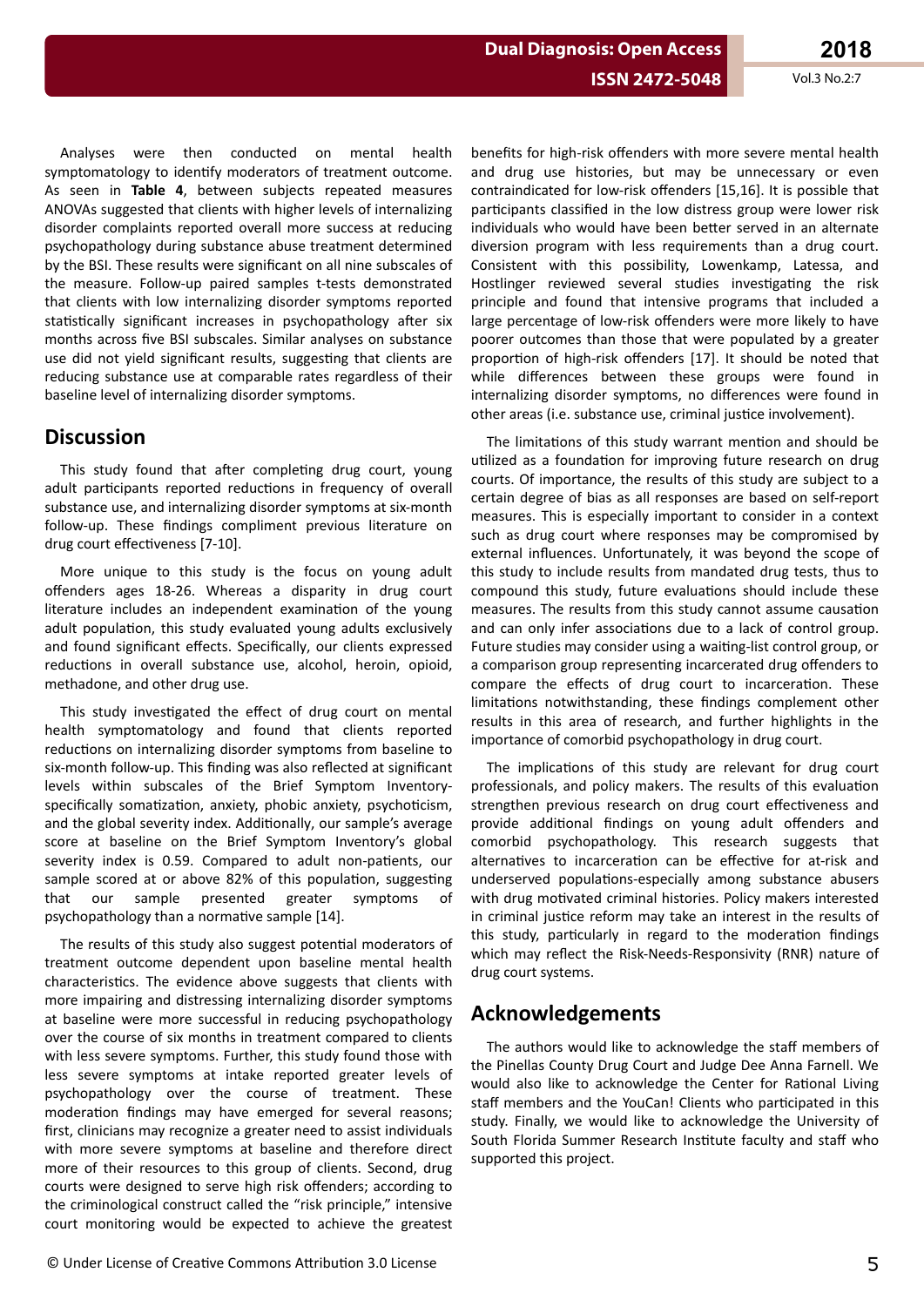Analyses were then conducted on mental health symptomatology to identify moderators of treatment outcome. As seen in **Table 4**, between subjects repeated measures ANOVAs suggested that clients with higher levels of internalizing disorder complaints reported overall more success at reducing psychopathology during substance abuse treatment determined by the BSI. These results were significant on all nine subscales of the measure. Follow-up paired samples t-tests demonstrated that clients with low internalizing disorder symptoms reported statistically significant increases in psychopathology after six months across five BSI subscales. Similar analyses on substance use did not yield significant results, suggesting that clients are reducing substance use at comparable rates regardless of their baseline level of internalizing disorder symptoms.

## Discussion

This study found that after completing drug court, young adult participants reported reductions in frequency of overall substance use, and internalizing disorder symptoms at six-month follow-up. These findings compliment previous literature on drug court effectiveness [7-10].

More unique to this study is the focus on young adult offenders ages 18-26. Whereas a disparity in drug court literature includes an independent examination of the young adult population, this study evaluated young adults exclusively and found significant effects. Specifically, our clients expressed reductions in overall substance use, alcohol, heroin, opioid, methadone, and other drug use.

This study investigated the effect of drug court on mental health symptomatology and found that clients reported reductions on internalizing disorder symptoms from baseline to six-month follow-up. This finding was also reflected at significant levels within subscales of the Brief Symptom Inventory-specifically somatization, anxiety, phobic anxiety, psychoticism, and the global severity index. Additionally, our sample's average score at baseline on the Brief Symptom Inventory's global severity index is 0.59. Compared to adult non-patients, our sample scored at or above 82% of this population, suggesting that our sample presented greater symptoms of psychopathology than a normative sample [14].

The results of this study also suggest potential moderators of treatment outcome dependent upon baseline mental health characteristics. The evidence above suggests that clients with more impairing and distressing internalizing disorder symptoms at baseline were more successful in reducing psychopathology over the course of six months in treatment compared to clients with less severe symptoms. Further, this study found those with less severe symptoms at intake reported greater levels of psychopathology over the course of treatment. These moderation findings may have emerged for several reasons; first, clinicians may recognize a greater need to assist individuals with more severe symptoms at baseline and therefore direct more of their resources to this group of clients. Second, drug courts were designed to serve high risk offenders; according to the criminological construct called the "risk principle," intensive court monitoring would be expected to achieve the greatest benefits for high-risk offenders with more severe mental health and drug use histories, but may be unnecessary or even contraindicated for low-risk offenders [15,16]. It is possible that participants classified in the low distress group were lower risk individuals who would have been better served in an alternate diversion program with less requirements than a drug court. Consistent with this possibility, Lowenkamp, Latessa, and Hostlinger reviewed several studies investigating the risk principle and found that intensive programs that included a large percentage of low-risk offenders were more likely to have poorer outcomes than those that were populated by a greater proportion of high-risk offenders [17]. It should be noted that while differences between these groups were found in internalizing disorder symptoms, no differences were found in other areas (i.e. substance use, criminal justice involvement).

The limitations of this study warrant mention and should be utilized as a foundation for improving future research on drug courts. Of importance, the results of this study are subject to a certain degree of bias as all responses are based on self-report measures. This is especially important to consider in a context such as drug court where responses may be compromised by external influences. Unfortunately, it was beyond the scope of this study to include results from mandated drug tests, thus to compound this study, future evaluations should include these measures. The results from this study cannot assume causation and can only infer associations due to a lack of control group. Future studies may consider using a waiting-list control group, or a comparison group representing incarcerated drug offenders to compare the effects of drug court to incarceration. These limitations notwithstanding, these findings complement other results in this area of research, and further highlights in the importance of comorbid psychopathology in drug court.

The implications of this study are relevant for drug court professionals, and policy makers. The results of this evaluation strengthen previous research on drug court effectiveness and provide additional findings on young adult offenders and comorbid psychopathology. This research suggests that alternatives to incarceration can be effective for at-risk and underserved populations-especially among substance abusers with drug motivated criminal histories. Policy makers interested in criminal justice reform may take an interest in the results of this study, particularly in regard to the moderation findings which may reflect the Risk-Needs-Responsivity (RNR) nature of drug court systems.

## Acknowledgements

The authors would like to acknowledge the staff members of the Pinellas County Drug Court and Judge Dee Anna Farnell. We would also like to acknowledge the Center for Rational Living staff members and the YouCan! Clients who participated in this study. Finally, we would like to acknowledge the University of South Florida Summer Research Institute faculty and staff who supported this project.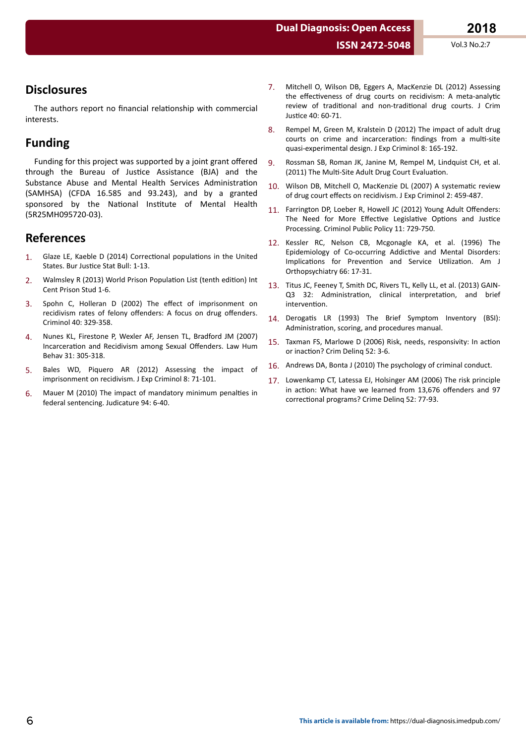## Disclosures

The authors report no financial relationship with commercial interests.

## Funding

Funding for this project was supported by a joint grant offered through the Bureau of Justice Assistance (BJA) and the Substance Abuse and Mental Health Services Administration (SAMHSA) (CFDA 16.585 and 93.243), and by a granted sponsored by the National Institute of Mental Health (5R25MH095720-03).

## References

1. Glaze LE, Kaeble D (2014) Correctional populations in the United States. Bur Justice Stat Bull: 1-13.
2. Walmsley R (2013) World Prison Population List (tenth edition) Int Cent Prison Stud 1-6.
3. Spohn C, Holleran D (2002) The effect of imprisonment on recidivism rates of felony offenders: A focus on drug offenders. Criminol 40: 329-358.
4. Nunes KL, Firestone P, Wexler AF, Jensen TL, Bradford JM (2007) Incarceration and Recidivism among Sexual Offenders. Law Hum Behav 31: 305-318.
5. Bales WD, Piquero AR (2012) Assessing the impact of imprisonment on recidivism. J Exp Criminol 8: 71-101.
6. Mauer M (2010) The impact of mandatory minimum penalties in federal sentencing. Judicature 94: 6-40.
7. Mitchell O, Wilson DB, Eggers A, MacKenzie DL (2012) Assessing the effectiveness of drug courts on recidivism: A meta-analytic review of traditional and non-traditional drug courts. J Crim Justice 40: 60-71.
8. Rempel M, Green M, Kralstein D (2012) The impact of adult drug courts on crime and incarceration: findings from a multi-site quasi-experimental design. J Exp Criminol 8: 165-192.
9. Rossman SB, Roman JK, Janine M, Rempel M, Lindquist CH, et al. (2011) The Multi-Site Adult Drug Court Evaluation.
10. Wilson DB, Mitchell O, MacKenzie DL (2007) A systematic review of drug court effects on recidivism. J Exp Criminol 2: 459-487.
11. Farrington DP, Loeber R, Howell JC (2012) Young Adult Offenders: The Need for More Effective Legislative Options and Justice Processing. Criminol Public Policy 11: 729-750.
12. Kessler RC, Nelson CB, Mcgonagle KA, et al. (1996) The Epidemiology of Co-occurring Addictive and Mental Disorders: Implications for Prevention and Service Utilization. Am J Orthopsychiatry 66: 17-31.
13. Titus JC, Feeney T, Smith DC, Rivers TL, Kelly LL, et al. (2013) GAIN-Q3 32: Administration, clinical interpretation, and brief intervention.
14. Derogatis LR (1993) The Brief Symptom Inventory (BSI): Administration, scoring, and procedures manual.
15. Taxman FS, Marlowe D (2006) Risk, needs, responsivity: In action or inaction? Crim Delinq 52: 3-6.
16. Andrews DA, Bonta J (2010) The psychology of criminal conduct.
17. Lowenkamp CT, Latessa EJ, Holsinger AM (2006) The risk principle in action: What have we learned from 13,676 offenders and 97 correctional programs? Crime Delinq 52: 77-93.